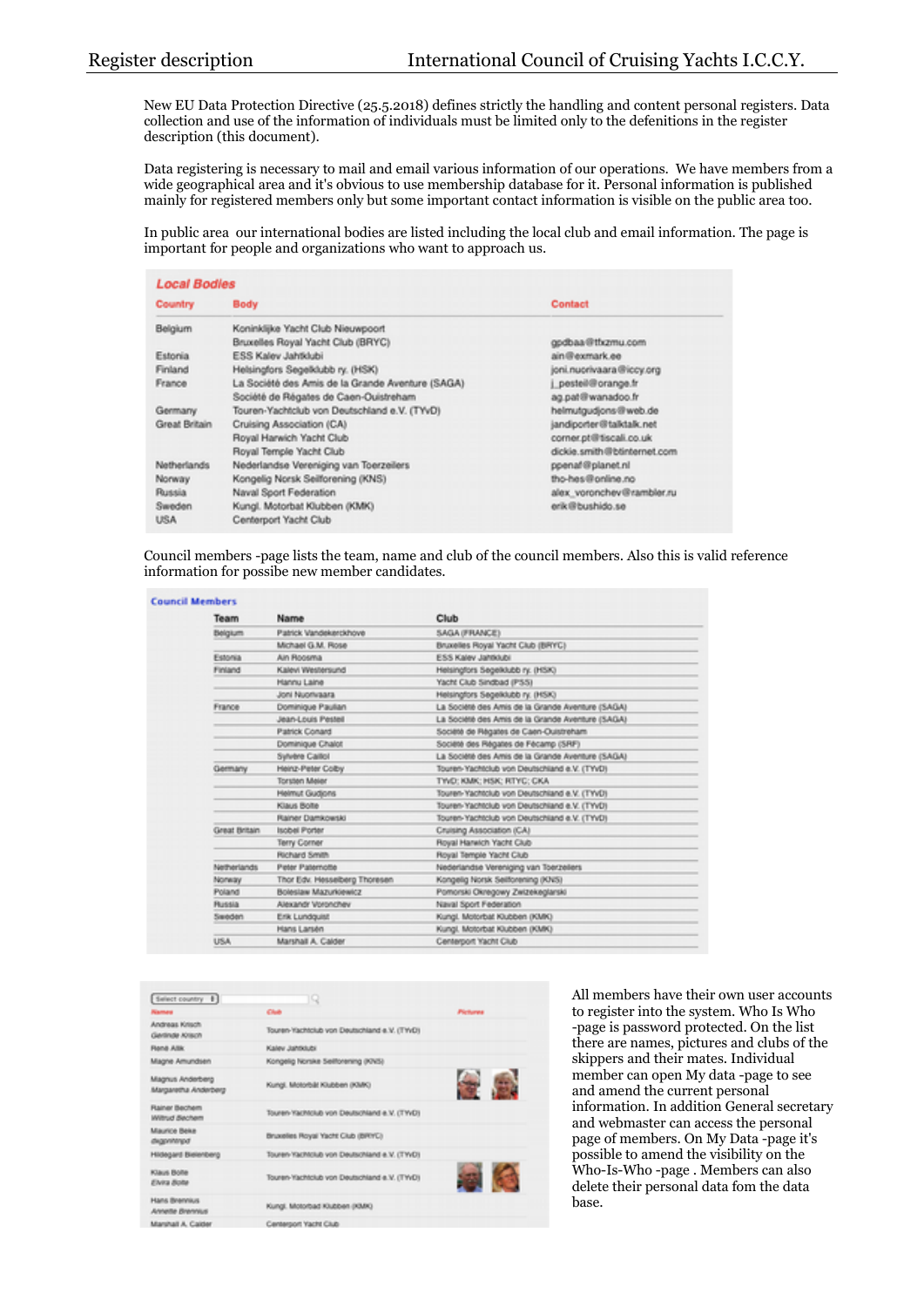New EU Data Protection Directive (25.5.2018) defines strictly the handling and content personal registers. Data collection and use of the information of individuals must be limited only to the defenitions in the register description (this document).

Data registering is necessary to mail and email various information of our operations. We have members from a wide geographical area and it's obvious to use membership database for it. Personal information is published mainly for registered members only but some important contact information is visible on the public area too.

In public area our international bodies are listed including the local club and email information. The page is important for people and organizations who want to approach us.

**Local Bodies**

| Country | Body | Contact |
|---|---|---|
| Belgium | Koninklijke Yacht Club Nieuwpoort | |
| | Bruxelles Royal Yacht Club (BRYC) | gpdbaa@tfxzmu.com |
| Estonia | ESS Kalev Jahtklubi | ain@exmark.ee |
| Finland | Helsingfors Segelklubb ry. (HSK) | joni.nuorivaara@iccy.org |
| France | La Société des Amis de la Grande Aventure (SAGA) | j_pesteil@orange.fr |
| | Société de Régates de Caen-Ouistreham | ag.pat@wanadoo.fr |
| Germany | Touren-Yachtclub von Deutschland e.V. (TYvD) | helmutgudjons@web.de |
| Great Britain | Cruising Association (CA) | jandiporter@talktalk.net |
| | Royal Harwich Yacht Club | corner.pt@tiscali.co.uk |
| | Royal Temple Yacht Club | dickie.smith@btinternet.com |
| Netherlands | Nederlandse Vereniging van Toerzeilers | ppenaf@planet.nl |
| Norway | Kongelig Norsk Seilforening (KNS) | tho-hes@online.no |
| Russia | Naval Sport Federation | alex_voronchev@rambler.ru |
| Sweden | Kungl. Motorbat Klubben (KMK) | erik@bushido.se |
| USA | Centerport Yacht Club | |

Council members -page lists the team, name and club of the council members. Also this is valid reference information for possibe new member candidates.

**Council Members**

| Team | Name | Club |
|---|---|---|
| Belgium | Patrick Vandekerckhove | SAGA (FRANCE) |
| | Michael G.M. Rose | Bruxelles Royal Yacht Club (BRYC) |
| Estonia | Ain Roosma | ESS Kalev Jahtklubi |
| Finland | Kalevi Westersund | Helsingfors Segelklubb ry. (HSK) |
| | Hannu Laine | Yacht Club Sindbad (PSS) |
| | Joni Nuorivaara | Helsingfors Segelklubb ry. (HSK) |
| France | Dominique Paulian | La Société des Amis de la Grande Aventure (SAGA) |
| | Jean-Louis Pesteil | La Société des Amis de la Grande Aventure (SAGA) |
| | Patrick Conard | Société de Régates de Caen-Ouistreham |
| | Dominique Chalot | Société des Régates de Fécamp (SRF) |
| | Sylvère Caillol | La Société des Amis de la Grande Aventure (SAGA) |
| Germany | Heinz-Peter Colby | Touren-Yachtclub von Deutschland e.V. (TYvD) |
| | Torsten Meier | TYvD; KMK; HSK; RTYC; CKA |
| | Helmut Gudjons | Touren-Yachtclub von Deutschland e.V. (TYvD) |
| | Klaus Bolte | Touren-Yachtclub von Deutschland e.V. (TYvD) |
| | Rainer Damkowski | Touren-Yachtclub von Deutschland e.V. (TYvD) |
| Great Britain | Isobel Porter | Cruising Association (CA) |
| | Terry Corner | Royal Harwich Yacht Club |
| | Richard Smith | Royal Temple Yacht Club |
| Netherlands | Peter Patermotte | Nederlandse Vereniging van Toerzeilers |
| Norway | Thor Edv. Hesselberg Thoresen | Kongelig Norsk Seilforening (KNS) |
| Poland | Boleslaw Mazurkiewicz | Pomorski Okregowy Zwiazekzeglarski |
| Russia | Alexandr Voronchev | Naval Sport Federation |
| Sweden | Erik Lundquist | Kungl. Motorbat Klubben (KMK) |
| | Hans Larsén | Kungl. Motorbat Klubben (KMK) |
| USA | Marshall A. Calder | Centerport Yacht Club |

| Names | Club | Pictures |
|---|---|---|
| Andreas Krisch<br>*Gerlinde Krisch* | Touren-Yachtclub von Deutschland e.V. (TYvD) | |
| Rene Aitik | Kalev Jahtklubi | |
| Magne Amundsen | Kongelig Norsk Seilforening (KNS) | |
| Magnus Anderberg<br>*Margaretha Anderberg* | Kungl. Motorbat Klubben (KMK) | |
| Rainer Bechem<br>*Witrud Bechem* | Touren-Yachtclub von Deutschland e.V. (TYvD) | |
| Maurice Beke<br>*dsgpnhtnpd* | Bruxelles Royal Yacht Club (BRYC) | |
| Hildegard Bielenberg | Touren-Yachtclub von Deutschland e.V. (TYvD) | |
| Klaus Bolte<br>*Elvira Bolte* | Touren-Yachtclub von Deutschland e.V. (TYvD) | |
| Hans Brennius<br>*Annette Brennius* | Kungl. Motorbat Klubben (KMK) | |
| Marshall A. Calder | Centerport Yacht Club | |

All members have their own user accounts to register into the system. Who Is Who -page is password protected. On the list there are names, pictures and clubs of the skippers and their mates. Individual member can open My data -page to see and amend the current personal information. In addition General secretary and webmaster can access the personal page of members. On My Data -page it's possible to amend the visibility on the Who-Is-Who -page . Members can also delete their personal data fom the data base.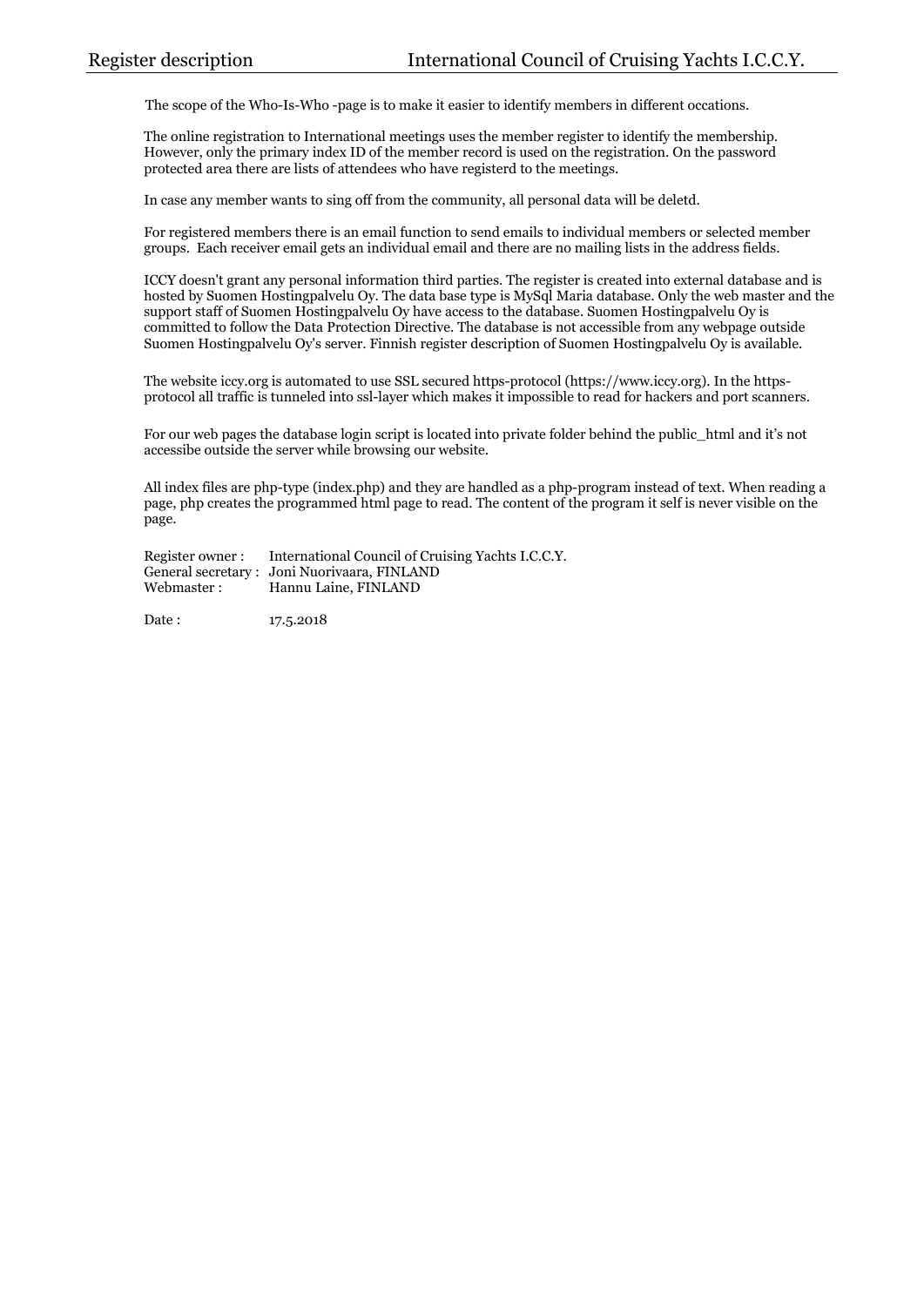The scope of the Who-Is-Who -page is to make it easier to identify members in different occations.

The online registration to International meetings uses the member register to identify the membership. However, only the primary index ID of the member record is used on the registration. On the password protected area there are lists of attendees who have registerd to the meetings.

In case any member wants to sing off from the community, all personal data will be deletd.

For registered members there is an email function to send emails to individual members or selected member groups. Each receiver email gets an individual email and there are no mailing lists in the address fields.

ICCY doesn't grant any personal information third parties. The register is created into external database and is hosted by Suomen Hostingpalvelu Oy. The data base type is MySql Maria database. Only the web master and the support staff of Suomen Hostingpalvelu Oy have access to the database. Suomen Hostingpalvelu Oy is committed to follow the Data Protection Directive. The database is not accessible from any webpage outside Suomen Hostingpalvelu Oy's server. Finnish register description of Suomen Hostingpalvelu Oy is available.

The website iccy.org is automated to use SSL secured https-protocol (https://www.iccy.org). In the https-protocol all traffic is tunneled into ssl-layer which makes it impossible to read for hackers and port scanners.

For our web pages the database login script is located into private folder behind the public_html and it's not accessibe outside the server while browsing our website.

All index files are php-type (index.php) and they are handled as a php-program instead of text. When reading a page, php creates the programmed html page to read. The content of the program it self is never visible on the page.

| | |
|---|---|
| Register owner : | International Council of Cruising Yachts I.C.C.Y. |
| General secretary : | Joni Nuorivaara, FINLAND |
| Webmaster : | Hannu Laine, FINLAND |

Date : 17.5.2018